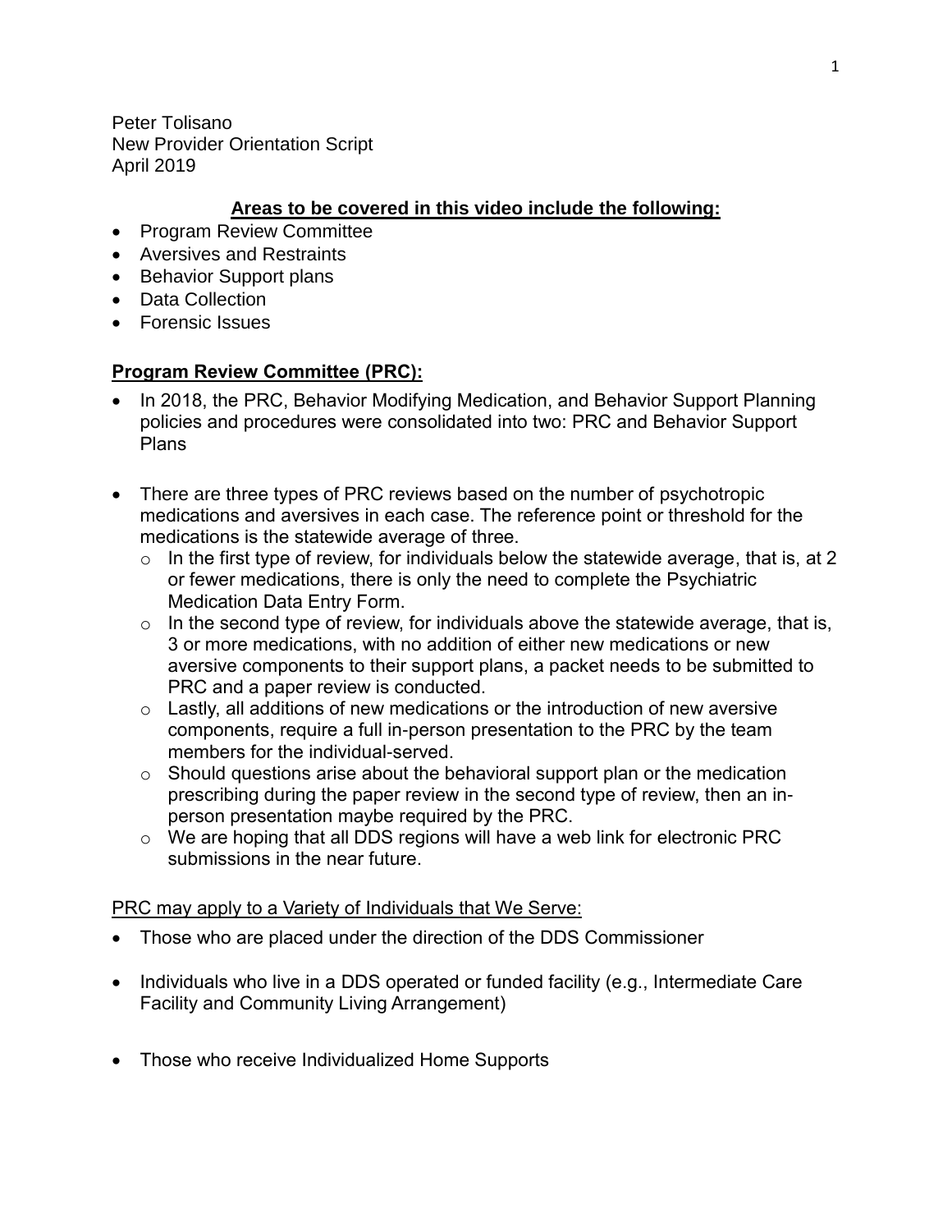Peter Tolisano
New Provider Orientation Script
April 2019

**Areas to be covered in this video include the following:**

- Program Review Committee
- Aversives and Restraints
- Behavior Support plans
- Data Collection
- Forensic Issues

## Program Review Committee (PRC):

- In 2018, the PRC, Behavior Modifying Medication, and Behavior Support Planning policies and procedures were consolidated into two: PRC and Behavior Support Plans

- There are three types of PRC reviews based on the number of psychotropic medications and aversives in each case. The reference point or threshold for the medications is the statewide average of three.
  - In the first type of review, for individuals below the statewide average, that is, at 2 or fewer medications, there is only the need to complete the Psychiatric Medication Data Entry Form.
  - In the second type of review, for individuals above the statewide average, that is, 3 or more medications, with no addition of either new medications or new aversive components to their support plans, a packet needs to be submitted to PRC and a paper review is conducted.
  - Lastly, all additions of new medications or the introduction of new aversive components, require a full in-person presentation to the PRC by the team members for the individual-served.
  - Should questions arise about the behavioral support plan or the medication prescribing during the paper review in the second type of review, then an in-person presentation maybe required by the PRC.
  - We are hoping that all DDS regions will have a web link for electronic PRC submissions in the near future.

PRC may apply to a Variety of Individuals that We Serve:

- Those who are placed under the direction of the DDS Commissioner

- Individuals who live in a DDS operated or funded facility (e.g., Intermediate Care Facility and Community Living Arrangement)

- Those who receive Individualized Home Supports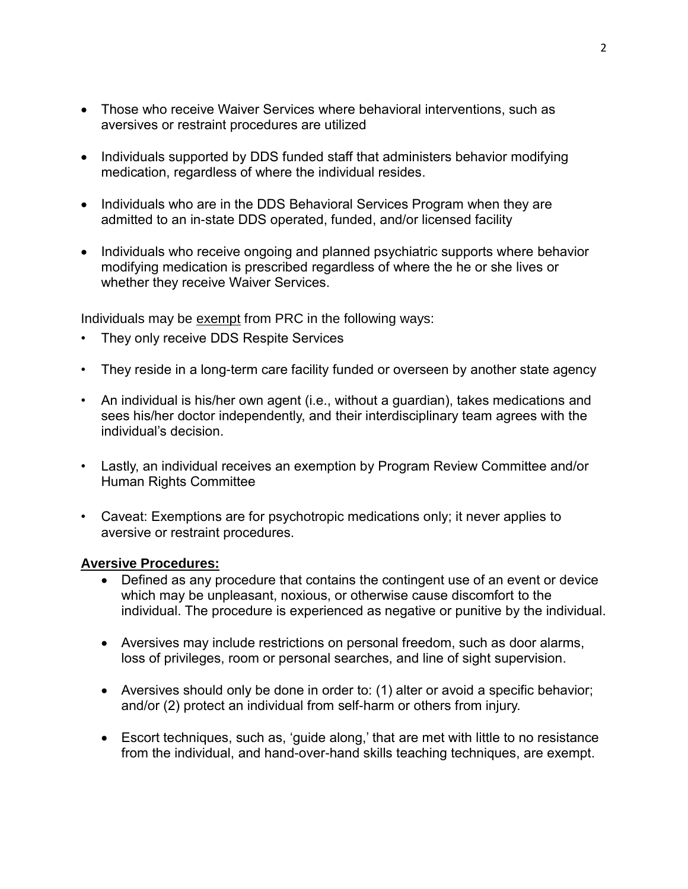- Those who receive Waiver Services where behavioral interventions, such as aversives or restraint procedures are utilized

- Individuals supported by DDS funded staff that administers behavior modifying medication, regardless of where the individual resides.

- Individuals who are in the DDS Behavioral Services Program when they are admitted to an in-state DDS operated, funded, and/or licensed facility

- Individuals who receive ongoing and planned psychiatric supports where behavior modifying medication is prescribed regardless of where the he or she lives or whether they receive Waiver Services.

Individuals may be <u>exempt</u> from PRC in the following ways:

- They only receive DDS Respite Services

- They reside in a long-term care facility funded or overseen by another state agency

- An individual is his/her own agent (i.e., without a guardian), takes medications and sees his/her doctor independently, and their interdisciplinary team agrees with the individual's decision.

- Lastly, an individual receives an exemption by Program Review Committee and/or Human Rights Committee

- Caveat: Exemptions are for psychotropic medications only; it never applies to aversive or restraint procedures.

**<u>Aversive Procedures:</u>**

- Defined as any procedure that contains the contingent use of an event or device which may be unpleasant, noxious, or otherwise cause discomfort to the individual. The procedure is experienced as negative or punitive by the individual.

- Aversives may include restrictions on personal freedom, such as door alarms, loss of privileges, room or personal searches, and line of sight supervision.

- Aversives should only be done in order to: (1) alter or avoid a specific behavior; and/or (2) protect an individual from self-harm or others from injury.

- Escort techniques, such as, 'guide along,' that are met with little to no resistance from the individual, and hand-over-hand skills teaching techniques, are exempt.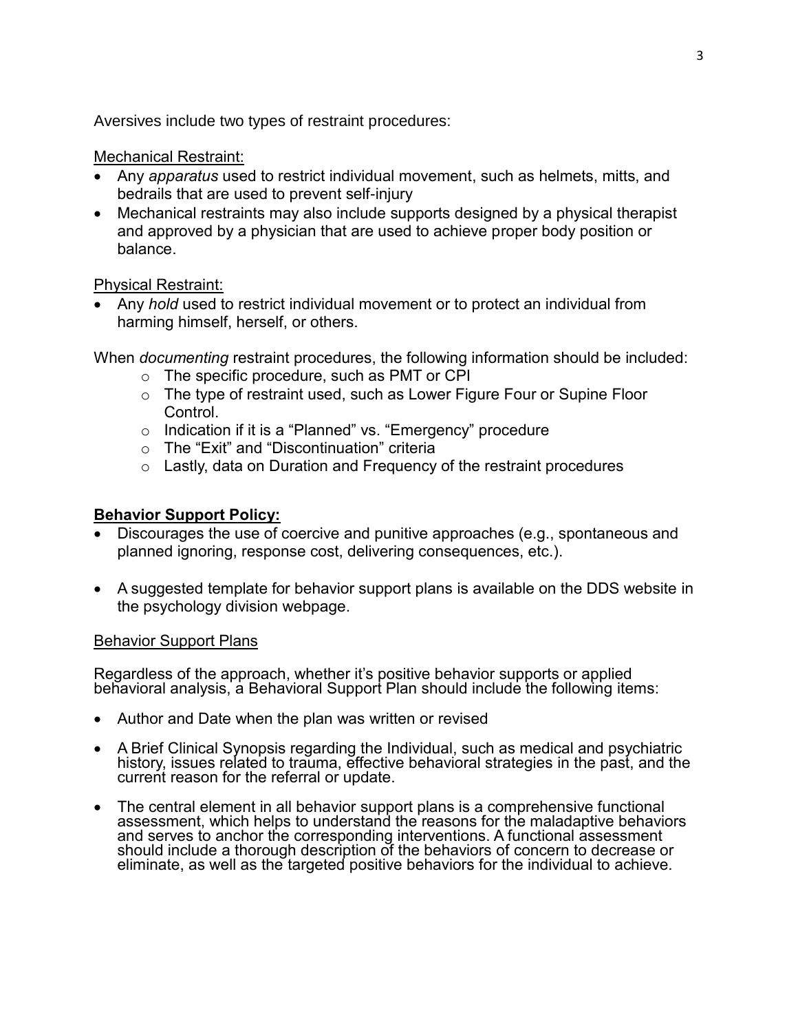Aversives include two types of restraint procedures:

<u>Mechanical Restraint:</u>

- Any *apparatus* used to restrict individual movement, such as helmets, mitts, and bedrails that are used to prevent self-injury
- Mechanical restraints may also include supports designed by a physical therapist and approved by a physician that are used to achieve proper body position or balance.

<u>Physical Restraint:</u>

- Any *hold* used to restrict individual movement or to protect an individual from harming himself, herself, or others.

When *documenting* restraint procedures, the following information should be included:

- The specific procedure, such as PMT or CPI
- The type of restraint used, such as Lower Figure Four or Supine Floor Control.
- Indication if it is a "Planned" vs. "Emergency" procedure
- The "Exit" and "Discontinuation" criteria
- Lastly, data on Duration and Frequency of the restraint procedures

## **Behavior Support Policy:**

- Discourages the use of coercive and punitive approaches (e.g., spontaneous and planned ignoring, response cost, delivering consequences, etc.).
- A suggested template for behavior support plans is available on the DDS website in the psychology division webpage.

<u>Behavior Support Plans</u>

Regardless of the approach, whether it's positive behavior supports or applied behavioral analysis, a Behavioral Support Plan should include the following items:

- Author and Date when the plan was written or revised
- A Brief Clinical Synopsis regarding the Individual, such as medical and psychiatric history, issues related to trauma, effective behavioral strategies in the past, and the current reason for the referral or update.
- The central element in all behavior support plans is a comprehensive functional assessment, which helps to understand the reasons for the maladaptive behaviors and serves to anchor the corresponding interventions. A functional assessment should include a thorough description of the behaviors of concern to decrease or eliminate, as well as the targeted positive behaviors for the individual to achieve.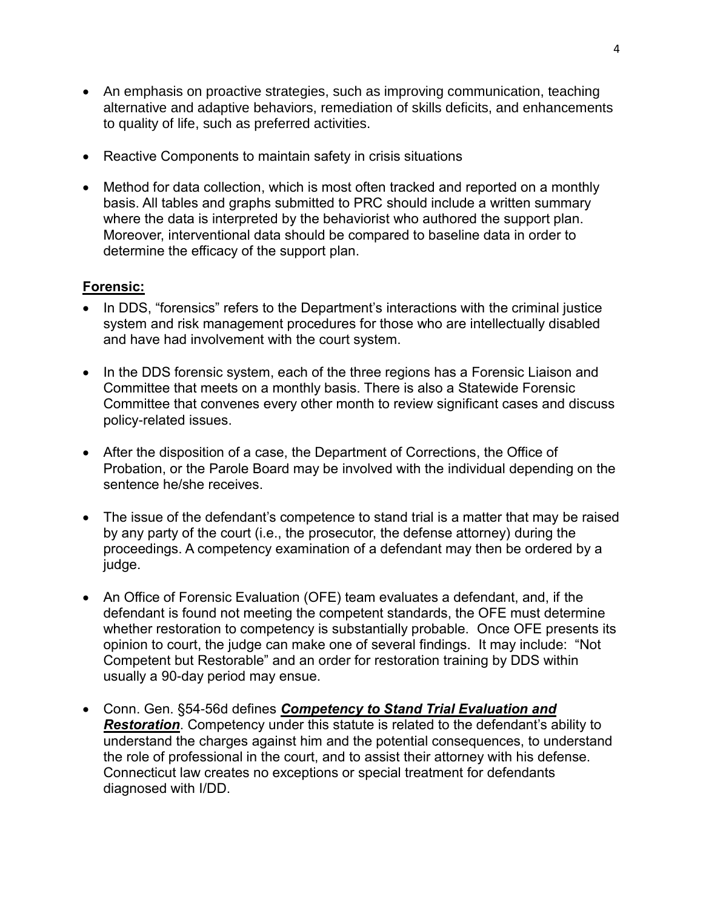- An emphasis on proactive strategies, such as improving communication, teaching alternative and adaptive behaviors, remediation of skills deficits, and enhancements to quality of life, such as preferred activities.

- Reactive Components to maintain safety in crisis situations

- Method for data collection, which is most often tracked and reported on a monthly basis. All tables and graphs submitted to PRC should include a written summary where the data is interpreted by the behaviorist who authored the support plan. Moreover, interventional data should be compared to baseline data in order to determine the efficacy of the support plan.

**Forensic:**

- In DDS, "forensics" refers to the Department's interactions with the criminal justice system and risk management procedures for those who are intellectually disabled and have had involvement with the court system.

- In the DDS forensic system, each of the three regions has a Forensic Liaison and Committee that meets on a monthly basis. There is also a Statewide Forensic Committee that convenes every other month to review significant cases and discuss policy-related issues.

- After the disposition of a case, the Department of Corrections, the Office of Probation, or the Parole Board may be involved with the individual depending on the sentence he/she receives.

- The issue of the defendant's competence to stand trial is a matter that may be raised by any party of the court (i.e., the prosecutor, the defense attorney) during the proceedings. A competency examination of a defendant may then be ordered by a judge.

- An Office of Forensic Evaluation (OFE) team evaluates a defendant, and, if the defendant is found not meeting the competent standards, the OFE must determine whether restoration to competency is substantially probable. Once OFE presents its opinion to court, the judge can make one of several findings. It may include: "Not Competent but Restorable" and an order for restoration training by DDS within usually a 90-day period may ensue.

- Conn. Gen. §54-56d defines ***Competency to Stand Trial Evaluation and Restoration***. Competency under this statute is related to the defendant's ability to understand the charges against him and the potential consequences, to understand the role of professional in the court, and to assist their attorney with his defense. Connecticut law creates no exceptions or special treatment for defendants diagnosed with I/DD.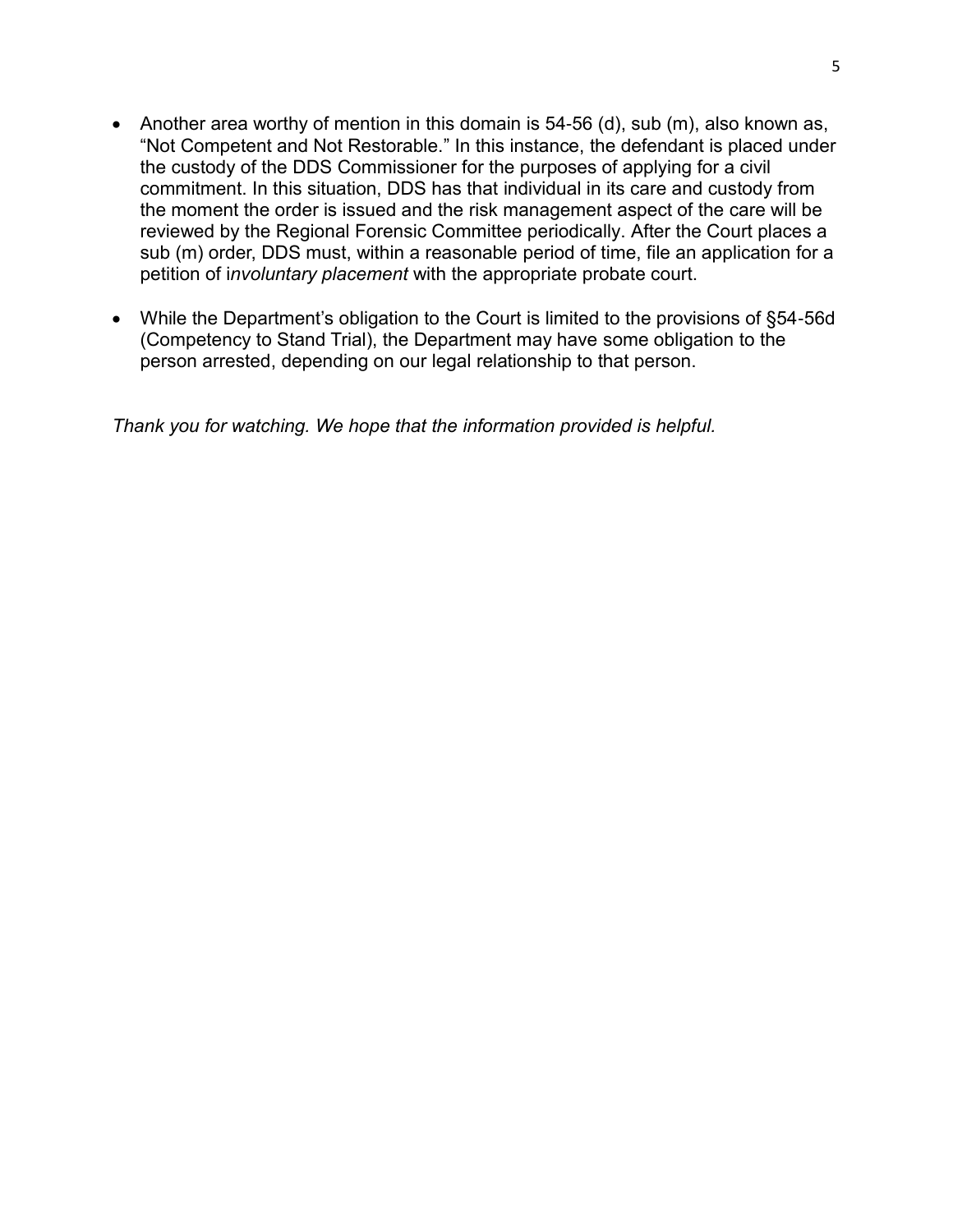- Another area worthy of mention in this domain is 54-56 (d), sub (m), also known as, "Not Competent and Not Restorable." In this instance, the defendant is placed under the custody of the DDS Commissioner for the purposes of applying for a civil commitment. In this situation, DDS has that individual in its care and custody from the moment the order is issued and the risk management aspect of the care will be reviewed by the Regional Forensic Committee periodically. After the Court places a sub (m) order, DDS must, within a reasonable period of time, file an application for a petition of i*nvoluntary placement* with the appropriate probate court.

- While the Department's obligation to the Court is limited to the provisions of §54-56d (Competency to Stand Trial), the Department may have some obligation to the person arrested, depending on our legal relationship to that person.

*Thank you for watching. We hope that the information provided is helpful.*